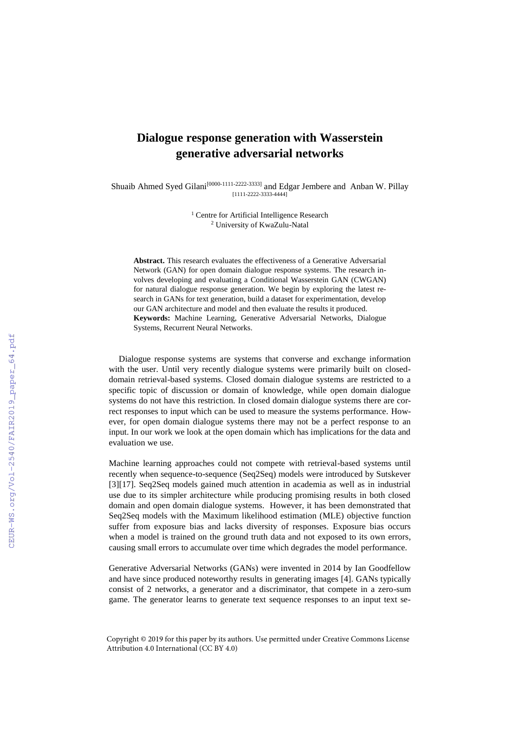# Dialogue response generation with Wasserstein generative adversarial networks

Shuaib Ahmed Syed Gilani[0000-1111-2222-3333] and Edgar Jembere and Anban W. Pillay [1111-2222-3333-4444]

[1] Centre for Artificial Intelligence Research
[2] University of KwaZulu-Natal

**Abstract.** This research evaluates the effectiveness of a Generative Adversarial Network (GAN) for open domain dialogue response systems. The research involves developing and evaluating a Conditional Wasserstein GAN (CWGAN) for natural dialogue response generation. We begin by exploring the latest research in GANs for text generation, build a dataset for experimentation, develop our GAN architecture and model and then evaluate the results it produced.

**Keywords:** Machine Learning, Generative Adversarial Networks, Dialogue Systems, Recurrent Neural Networks.

Dialogue response systems are systems that converse and exchange information with the user. Until very recently dialogue systems were primarily built on closed-domain retrieval-based systems. Closed domain dialogue systems are restricted to a specific topic of discussion or domain of knowledge, while open domain dialogue systems do not have this restriction. In closed domain dialogue systems there are correct responses to input which can be used to measure the systems performance. However, for open domain dialogue systems there may not be a perfect response to an input. In our work we look at the open domain which has implications for the data and evaluation we use.

Machine learning approaches could not compete with retrieval-based systems until recently when sequence-to-sequence (Seq2Seq) models were introduced by Sutskever [3][17]. Seq2Seq models gained much attention in academia as well as in industrial use due to its simpler architecture while producing promising results in both closed domain and open domain dialogue systems. However, it has been demonstrated that Seq2Seq models with the Maximum likelihood estimation (MLE) objective function suffer from exposure bias and lacks diversity of responses. Exposure bias occurs when a model is trained on the ground truth data and not exposed to its own errors, causing small errors to accumulate over time which degrades the model performance.

Generative Adversarial Networks (GANs) were invented in 2014 by Ian Goodfellow and have since produced noteworthy results in generating images [4]. GANs typically consist of 2 networks, a generator and a discriminator, that compete in a zero-sum game. The generator learns to generate text sequence responses to an input text se-

Copyright © 2019 for this paper by its authors. Use permitted under Creative Commons License Attribution 4.0 International (CC BY 4.0)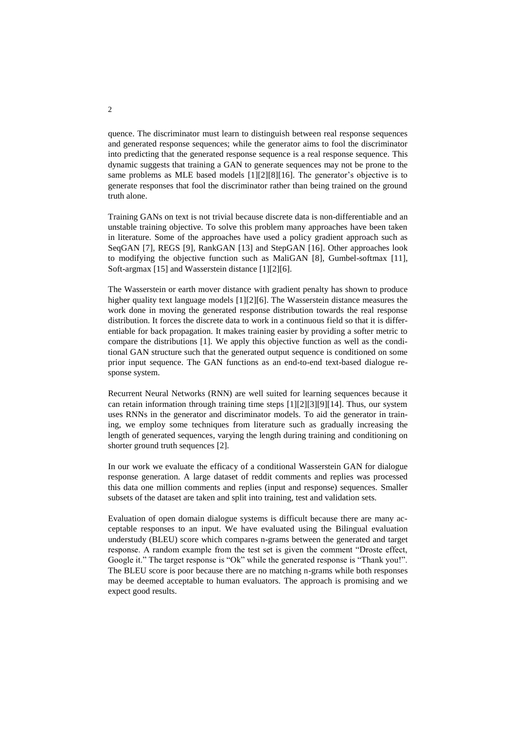quence. The discriminator must learn to distinguish between real response sequences and generated response sequences; while the generator aims to fool the discriminator into predicting that the generated response sequence is a real response sequence. This dynamic suggests that training a GAN to generate sequences may not be prone to the same problems as MLE based models [1][2][8][16]. The generator's objective is to generate responses that fool the discriminator rather than being trained on the ground truth alone.

Training GANs on text is not trivial because discrete data is non-differentiable and an unstable training objective. To solve this problem many approaches have been taken in literature. Some of the approaches have used a policy gradient approach such as SeqGAN [7], REGS [9], RankGAN [13] and StepGAN [16]. Other approaches look to modifying the objective function such as MaliGAN [8], Gumbel-softmax [11], Soft-argmax [15] and Wasserstein distance [1][2][6].

The Wasserstein or earth mover distance with gradient penalty has shown to produce higher quality text language models [1][2][6]. The Wasserstein distance measures the work done in moving the generated response distribution towards the real response distribution. It forces the discrete data to work in a continuous field so that it is differentiable for back propagation. It makes training easier by providing a softer metric to compare the distributions [1]. We apply this objective function as well as the conditional GAN structure such that the generated output sequence is conditioned on some prior input sequence. The GAN functions as an end-to-end text-based dialogue response system.

Recurrent Neural Networks (RNN) are well suited for learning sequences because it can retain information through training time steps [1][2][3][9][14]. Thus, our system uses RNNs in the generator and discriminator models. To aid the generator in training, we employ some techniques from literature such as gradually increasing the length of generated sequences, varying the length during training and conditioning on shorter ground truth sequences [2].

In our work we evaluate the efficacy of a conditional Wasserstein GAN for dialogue response generation. A large dataset of reddit comments and replies was processed this data one million comments and replies (input and response) sequences. Smaller subsets of the dataset are taken and split into training, test and validation sets.

Evaluation of open domain dialogue systems is difficult because there are many acceptable responses to an input. We have evaluated using the Bilingual evaluation understudy (BLEU) score which compares n-grams between the generated and target response. A random example from the test set is given the comment "Droste effect, Google it." The target response is "Ok" while the generated response is "Thank you!". The BLEU score is poor because there are no matching n-grams while both responses may be deemed acceptable to human evaluators. The approach is promising and we expect good results.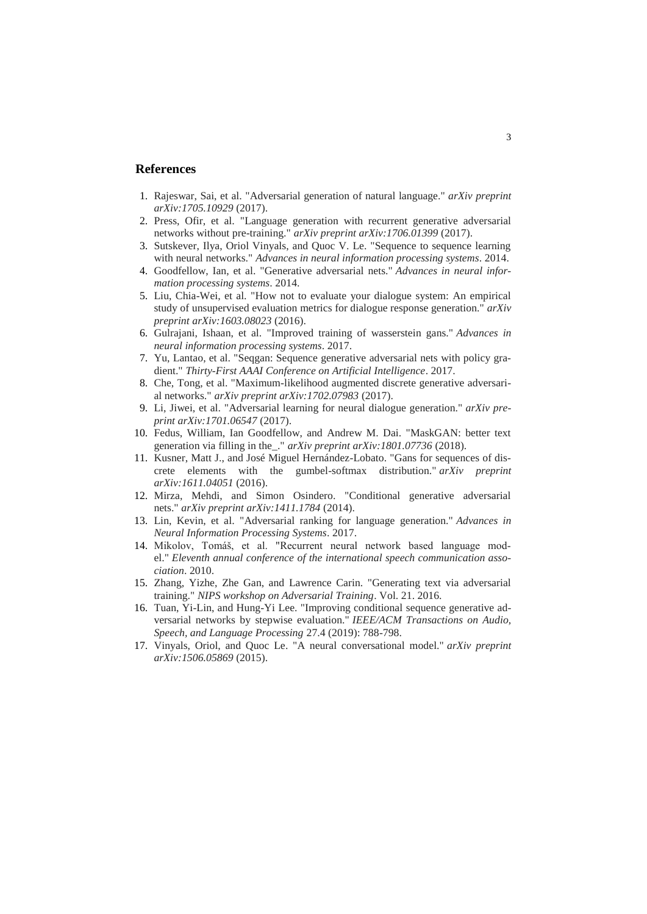## References

1. Rajeswar, Sai, et al. "Adversarial generation of natural language." *arXiv preprint arXiv:1705.10929* (2017).
2. Press, Ofir, et al. "Language generation with recurrent generative adversarial networks without pre-training." *arXiv preprint arXiv:1706.01399* (2017).
3. Sutskever, Ilya, Oriol Vinyals, and Quoc V. Le. "Sequence to sequence learning with neural networks." *Advances in neural information processing systems*. 2014.
4. Goodfellow, Ian, et al. "Generative adversarial nets." *Advances in neural information processing systems*. 2014.
5. Liu, Chia-Wei, et al. "How not to evaluate your dialogue system: An empirical study of unsupervised evaluation metrics for dialogue response generation." *arXiv preprint arXiv:1603.08023* (2016).
6. Gulrajani, Ishaan, et al. "Improved training of wasserstein gans." *Advances in neural information processing systems*. 2017.
7. Yu, Lantao, et al. "Seqgan: Sequence generative adversarial nets with policy gradient." *Thirty-First AAAI Conference on Artificial Intelligence*. 2017.
8. Che, Tong, et al. "Maximum-likelihood augmented discrete generative adversarial networks." *arXiv preprint arXiv:1702.07983* (2017).
9. Li, Jiwei, et al. "Adversarial learning for neural dialogue generation." *arXiv preprint arXiv:1701.06547* (2017).
10. Fedus, William, Ian Goodfellow, and Andrew M. Dai. "MaskGAN: better text generation via filling in the_." *arXiv preprint arXiv:1801.07736* (2018).
11. Kusner, Matt J., and José Miguel Hernández-Lobato. "Gans for sequences of discrete elements with the gumbel-softmax distribution." *arXiv preprint arXiv:1611.04051* (2016).
12. Mirza, Mehdi, and Simon Osindero. "Conditional generative adversarial nets." *arXiv preprint arXiv:1411.1784* (2014).
13. Lin, Kevin, et al. "Adversarial ranking for language generation." *Advances in Neural Information Processing Systems*. 2017.
14. Mikolov, Tomáš, et al. "Recurrent neural network based language model." *Eleventh annual conference of the international speech communication association*. 2010.
15. Zhang, Yizhe, Zhe Gan, and Lawrence Carin. "Generating text via adversarial training." *NIPS workshop on Adversarial Training*. Vol. 21. 2016.
16. Tuan, Yi-Lin, and Hung-Yi Lee. "Improving conditional sequence generative adversarial networks by stepwise evaluation." *IEEE/ACM Transactions on Audio, Speech, and Language Processing* 27.4 (2019): 788-798.
17. Vinyals, Oriol, and Quoc Le. "A neural conversational model." *arXiv preprint arXiv:1506.05869* (2015).